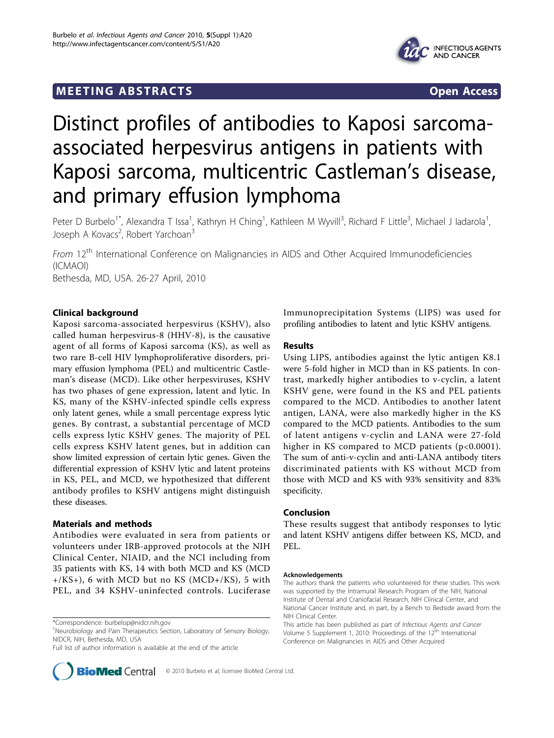MEETING ABSTRACTS Open Access

# Distinct profiles of antibodies to Kaposi sarcoma-associated herpesvirus antigens in patients with Kaposi sarcoma, multicentric Castleman's disease, and primary effusion lymphoma

Peter D Burbelo[1*], Alexandra T Issa[1], Kathryn H Ching[1], Kathleen M Wyvill[3], Richard F Little[3], Michael J Iadarola[1], Joseph A Kovacs[2], Robert Yarchoan[3]

*From* 12[th] International Conference on Malignancies in AIDS and Other Acquired Immunodeficiencies (ICMAOI)
Bethesda, MD, USA. 26-27 April, 2010

## Clinical background

Kaposi sarcoma-associated herpesvirus (KSHV), also called human herpesvirus-8 (HHV-8), is the causative agent of all forms of Kaposi sarcoma (KS), as well as two rare B-cell HIV lymphoproliferative disorders, primary effusion lymphoma (PEL) and multicentric Castleman's disease (MCD). Like other herpesviruses, KSHV has two phases of gene expression, latent and lytic. In KS, many of the KSHV-infected spindle cells express only latent genes, while a small percentage express lytic genes. By contrast, a substantial percentage of MCD cells express lytic KSHV genes. The majority of PEL cells express KSHV latent genes, but in addition can show limited expression of certain lytic genes. Given the differential expression of KSHV lytic and latent proteins in KS, PEL, and MCD, we hypothesized that different antibody profiles to KSHV antigens might distinguish these diseases.

## Materials and methods

Antibodies were evaluated in sera from patients or volunteers under IRB-approved protocols at the NIH Clinical Center, NIAID, and the NCI including from 35 patients with KS, 14 with both MCD and KS (MCD+/KS+), 6 with MCD but no KS (MCD+/KS), 5 with PEL, and 34 KSHV-uninfected controls. Luciferase Immunoprecipitation Systems (LIPS) was used for profiling antibodies to latent and lytic KSHV antigens.

## Results

Using LIPS, antibodies against the lytic antigen K8.1 were 5-fold higher in MCD than in KS patients. In contrast, markedly higher antibodies to v-cyclin, a latent KSHV gene, were found in the KS and PEL patients compared to the MCD. Antibodies to another latent antigen, LANA, were also markedly higher in the KS compared to the MCD patients. Antibodies to the sum of latent antigens v-cyclin and LANA were 27-fold higher in KS compared to MCD patients ($p<0.0001$). The sum of anti-v-cyclin and anti-LANA antibody titers discriminated patients with KS without MCD from those with MCD and KS with 93% sensitivity and 83% specificity.

## Conclusion

These results suggest that antibody responses to lytic and latent KSHV antigens differ between KS, MCD, and PEL.

#### Acknowledgements

The authors thank the patients who volunteered for these studies. This work was supported by the Intramural Research Program of the NIH, National Institute of Dental and Craniofacial Research, NIH Clinical Center, and National Cancer Institute and, in part, by a Bench to Bedside award from the NIH Clinical Center.

This article has been published as part of *Infectious Agents and Cancer* Volume 5 Supplement 1, 2010: Proceedings of the 12[th] International Conference on Malignancies in AIDS and Other Acquired

*Correspondence: burbelop@nidcr.nih.gov
[1]Neurobiology and Pain Therapeutics Section, Laboratory of Sensory Biology, NIDCR, NIH, Bethesda, MD, USA
Full list of author information is available at the end of the article

© 2010 Burbelo et al; licensee BioMed Central Ltd.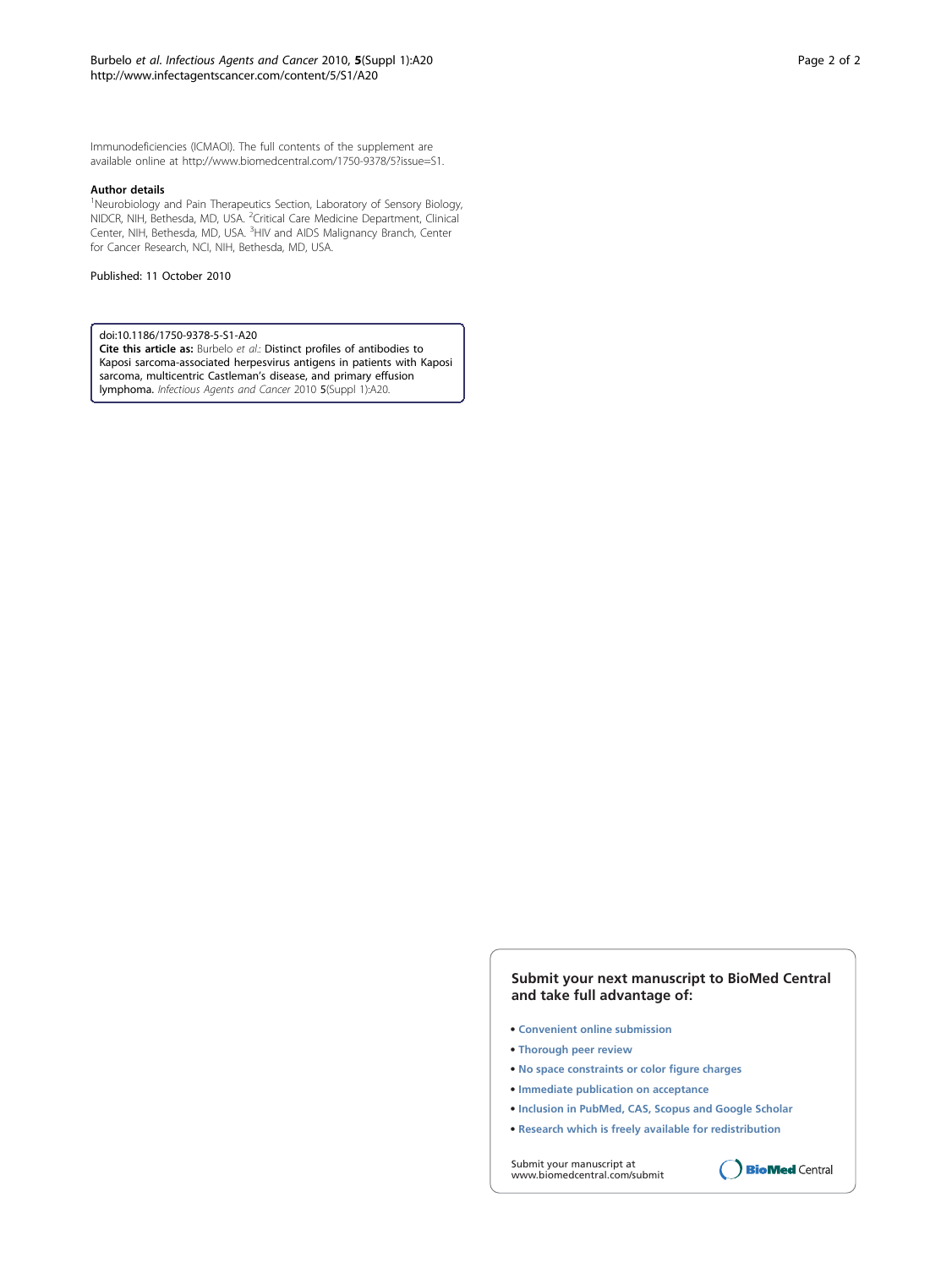Immunodeficiencies (ICMAOI). The full contents of the supplement are available online at http://www.biomedcentral.com/1750-9378/5?issue=S1.

### Author details

[1]Neurobiology and Pain Therapeutics Section, Laboratory of Sensory Biology, NIDCR, NIH, Bethesda, MD, USA. [2]Critical Care Medicine Department, Clinical Center, NIH, Bethesda, MD, USA. [3]HIV and AIDS Malignancy Branch, Center for Cancer Research, NCI, NIH, Bethesda, MD, USA.

Published: 11 October 2010

doi:10.1186/1750-9378-5-S1-A20

**Cite this article as:** Burbelo *et al.*: Distinct profiles of antibodies to Kaposi sarcoma-associated herpesvirus antigens in patients with Kaposi sarcoma, multicentric Castleman's disease, and primary effusion lymphoma. *Infectious Agents and Cancer* 2010 **5**(Suppl 1):A20.

**Submit your next manuscript to BioMed Central and take full advantage of:**

- **Convenient online submission**
- **Thorough peer review**
- **No space constraints or color figure charges**
- **Immediate publication on acceptance**
- **Inclusion in PubMed, CAS, Scopus and Google Scholar**
- **Research which is freely available for redistribution**

Submit your manuscript at
www.biomedcentral.com/submit

BioMed Central